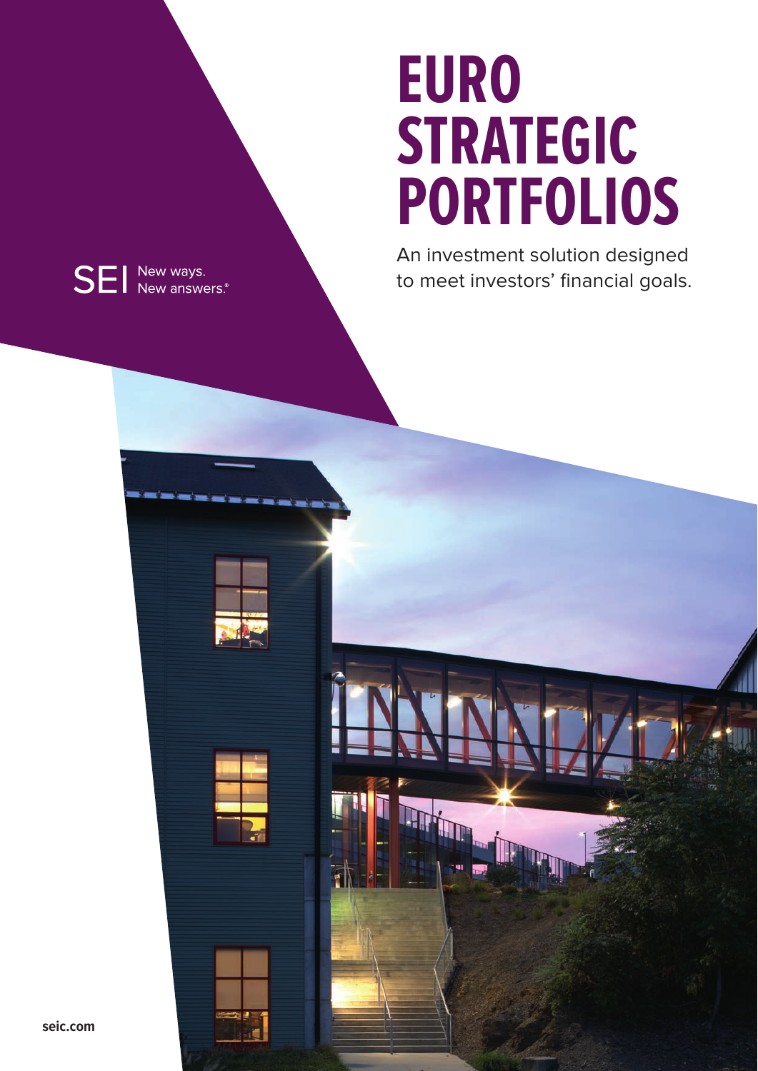# EURO STRATEGIC PORTFOLIOS

An investment solution designed to meet investors' financial goals.

SEI New ways. New answers.®

seic.com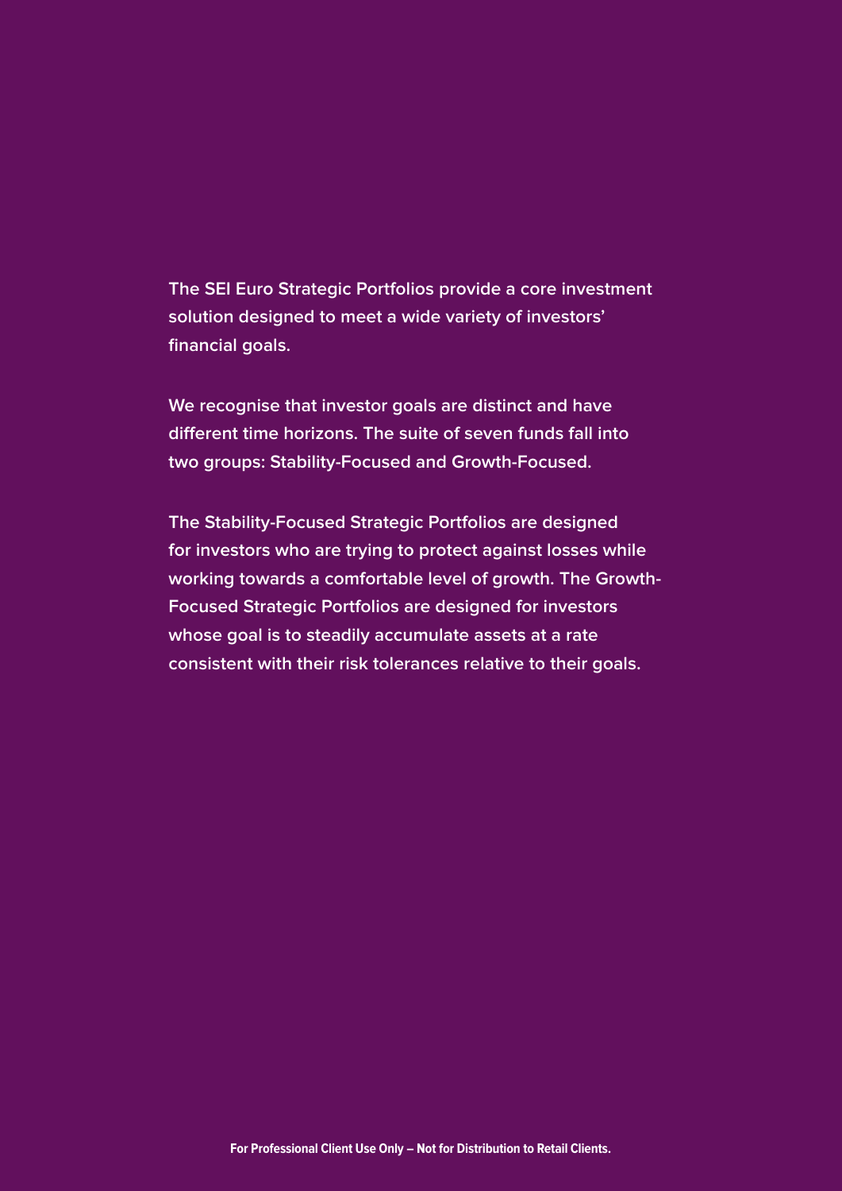The SEI Euro Strategic Portfolios provide a core investment solution designed to meet a wide variety of investors' financial goals.

We recognise that investor goals are distinct and have different time horizons. The suite of seven funds fall into two groups: Stability-Focused and Growth-Focused.

The Stability-Focused Strategic Portfolios are designed for investors who are trying to protect against losses while working towards a comfortable level of growth. The Growth-Focused Strategic Portfolios are designed for investors whose goal is to steadily accumulate assets at a rate consistent with their risk tolerances relative to their goals.

**For Professional Client Use Only – Not for Distribution to Retail Clients.**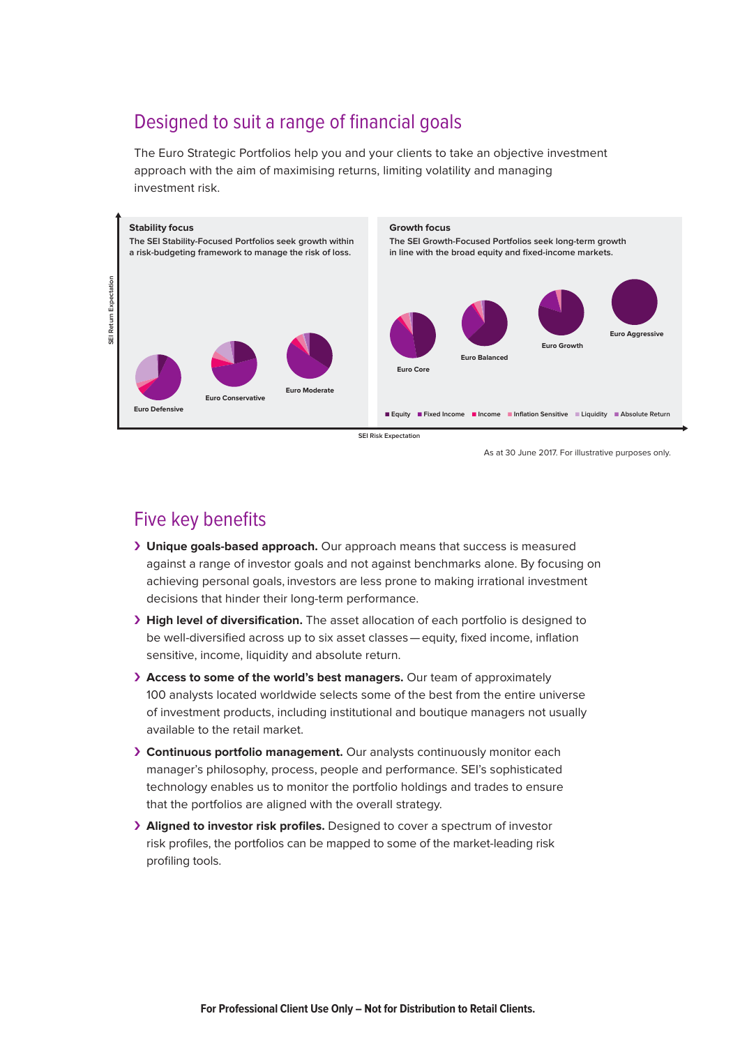## Designed to suit a range of financial goals

The Euro Strategic Portfolios help you and your clients to take an objective investment approach with the aim of maximising returns, limiting volatility and managing investment risk.

**Stability focus**

The SEI Stability-Focused Portfolios seek growth within a risk-budgeting framework to manage the risk of loss.

Euro Defensive

Euro Conservative

Euro Moderate

**Growth focus**

The SEI Growth-Focused Portfolios seek long-term growth in line with the broad equity and fixed-income markets.

Euro Core

Euro Balanced

Euro Growth

Euro Aggressive

Equity | Fixed Income | Income | Inflation Sensitive | Liquidity | Absolute Return

SEI Return Expectation

SEI Risk Expectation

As at 30 June 2017. For illustrative purposes only.

## Five key benefits

- **Unique goals-based approach.** Our approach means that success is measured against a range of investor goals and not against benchmarks alone. By focusing on achieving personal goals, investors are less prone to making irrational investment decisions that hinder their long-term performance.
- **High level of diversification.** The asset allocation of each portfolio is designed to be well-diversified across up to six asset classes — equity, fixed income, inflation sensitive, income, liquidity and absolute return.
- **Access to some of the world's best managers.** Our team of approximately 100 analysts located worldwide selects some of the best from the entire universe of investment products, including institutional and boutique managers not usually available to the retail market.
- **Continuous portfolio management.** Our analysts continuously monitor each manager's philosophy, process, people and performance. SEI's sophisticated technology enables us to monitor the portfolio holdings and trades to ensure that the portfolios are aligned with the overall strategy.
- **Aligned to investor risk profiles.** Designed to cover a spectrum of investor risk profiles, the portfolios can be mapped to some of the market-leading risk profiling tools.

**For Professional Client Use Only – Not for Distribution to Retail Clients.**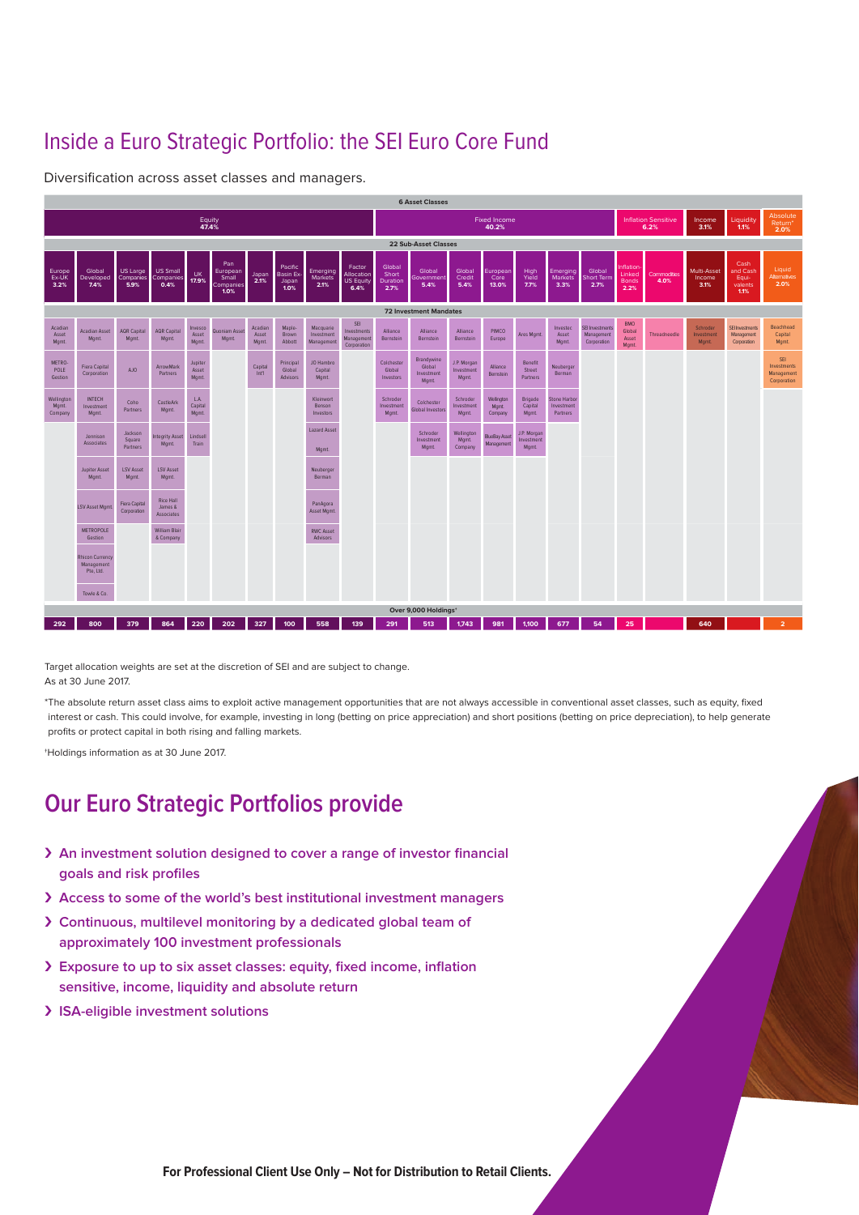## Inside a Euro Strategic Portfolio: the SEI Euro Core Fund

Diversification across asset classes and managers.

**6 Asset Classes**

| Asset Class | Weight | Sub-Asset Class | Weight | Investment Mandates | Holdings |
|---|---|---|---|---|---|
| Equity | 47.4% | Europe Ex-UK | 3.2% | Acadian Asset Mgmt.; METROPOLE Gestion; Wellington Mgmt. Company | 292 |
| | | Global Developed | 7.4% | Acadian Asset Mgmt.; Fiera Capital Corporation; INTECH Investment Mgmt.; Jennison Associates; Jupiter Asset Mgmt.; LSV Asset Mgmt.; METROPOLE Gestion; Rhicon Currency Management Pte. Ltd.; Towle & Co. | 800 |
| | | US Large Companies | 5.9% | AQR Capital Mgmt.; AJO; Coho Partners; Jackson Square Partners; LSV Asset Mgmt.; Fiera Capital Corporation | 379 |
| | | US Small Companies | 0.4% | AQR Capital Mgmt.; ArrowMark Partners; CastleArk Mgmt.; Integrity Asset Mgmt.; LSV Asset Mgmt.; Rice Hall James & Associates; William Blair & Company | 864 |
| | | UK | 17.9% | Invesco Asset Mgmt.; Jupiter Asset Mgmt.; L.A. Capital Mgmt.; Lindsell Train | 220 |
| | | Pan European Small Companies | 1.0% | Quoniam Asset Mgmt. | 202 |
| | | Japan | 2.1% | Acadian Asset Mgmt.; Capital Int'l | 327 |
| | | Pacific Basin Ex-Japan | 1.0% | Maple-Brown Abbott; Principal Global Advisors | 100 |
| | | Emerging Markets | 2.1% | Macquarie Investment Management; JO Hambro Capital Mgmt.; Kleinwort Benson Investors; Lazard Asset Mgmt.; Neuberger Berman; PanAgora Asset Mgmt.; RWC Asset Advisors | 558 |
| | | Factor Allocation US Equity | 6.4% | SEI Investments Management Corporation | 139 |
| Fixed Income | 40.2% | Global Short Duration | 2.7% | Alliance Bernstein; Colchester Global Investors; Schroder Investment Mgmt. | 291 |
| | | Global Government | 5.4% | Alliance Bernstein; Brandywine Global Investment Mgmt.; Colchester Global Investors; Schroder Investment Mgmt. | 513 |
| | | Global Credit | 5.4% | Alliance Bernstein; J.P. Morgan Investment Mgmt.; Schroder Investment Mgmt.; Wellington Mgmt. Company | 1,743 |
| | | European Core | 13.0% | PIMCO Europe; Alliance Bernstein; Wellington Mgmt. Company; BlueBay Asset Management | 981 |
| | | High Yield | 7.7% | Ares Mgmt.; Benefit Street Partners; Brigade Capital Mgmt.; J.P. Morgan Investment Mgmt. | 1,100 |
| | | Emerging Markets | 3.3% | Investec Asset Mgmt.; Neuberger Berman; Stone Harbor Investment Partners | 677 |
| | | Global Short Term | 2.7% | SEI Investments Management Corporation | 54 |
| Inflation Sensitive | 6.2% | Inflation-Linked Bonds | 2.2% | BMO Global Asset Mgmt. | 25 |
| | | Commodities | 4.0% | Threadneedle | |
| Income | 3.1% | Multi-Asset Income | 3.1% | Schroder Investment Mgmt. | 640 |
| Liquidity | 1.1% | Cash and Cash Equivalents | 1.1% | SEI Investments Management Corporation | |
| Absolute Return* | 2.0% | Liquid Alternatives | 2.0% | Beachhead Capital Mgmt.; SEI Investments Management Corporation | 2 |

22 Sub-Asset Classes · 72 Investment Mandates · Over 9,000 Holdings†

Target allocation weights are set at the discretion of SEI and are subject to change.
As at 30 June 2017.

*The absolute return asset class aims to exploit active management opportunities that are not always accessible in conventional asset classes, such as equity, fixed interest or cash. This could involve, for example, investing in long (betting on price appreciation) and short positions (betting on price depreciation), to help generate profits or protect capital in both rising and falling markets.

†Holdings information as at 30 June 2017.

## Our Euro Strategic Portfolios provide

- **An investment solution designed to cover a range of investor financial goals and risk profiles**
- **Access to some of the world's best institutional investment managers**
- **Continuous, multilevel monitoring by a dedicated global team of approximately 100 investment professionals**
- **Exposure to up to six asset classes: equity, fixed income, inflation sensitive, income, liquidity and absolute return**
- **ISA-eligible investment solutions**

**For Professional Client Use Only – Not for Distribution to Retail Clients.**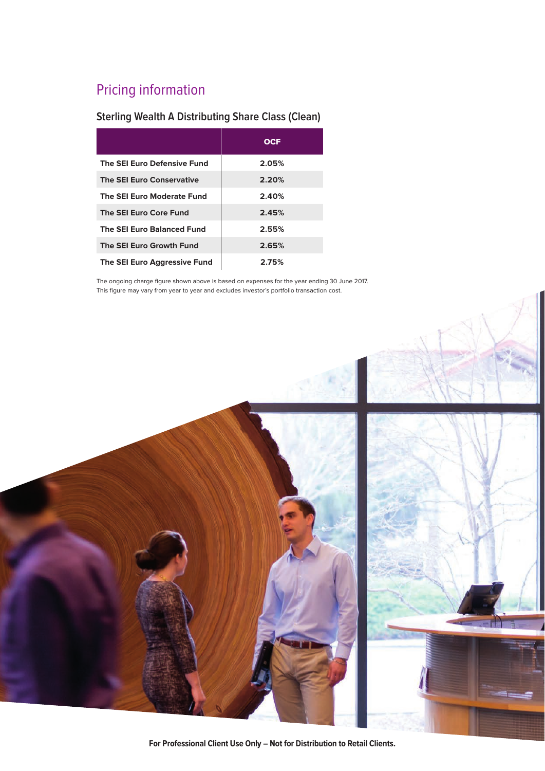# Pricing information

## Sterling Wealth A Distributing Share Class (Clean)

| | OCF |
|---|---|
| The SEI Euro Defensive Fund | 2.05% |
| The SEI Euro Conservative | 2.20% |
| The SEI Euro Moderate Fund | 2.40% |
| The SEI Euro Core Fund | 2.45% |
| The SEI Euro Balanced Fund | 2.55% |
| The SEI Euro Growth Fund | 2.65% |
| The SEI Euro Aggressive Fund | 2.75% |

The ongoing charge figure shown above is based on expenses for the year ending 30 June 2017. This figure may vary from year to year and excludes investor's portfolio transaction cost.

**For Professional Client Use Only – Not for Distribution to Retail Clients.**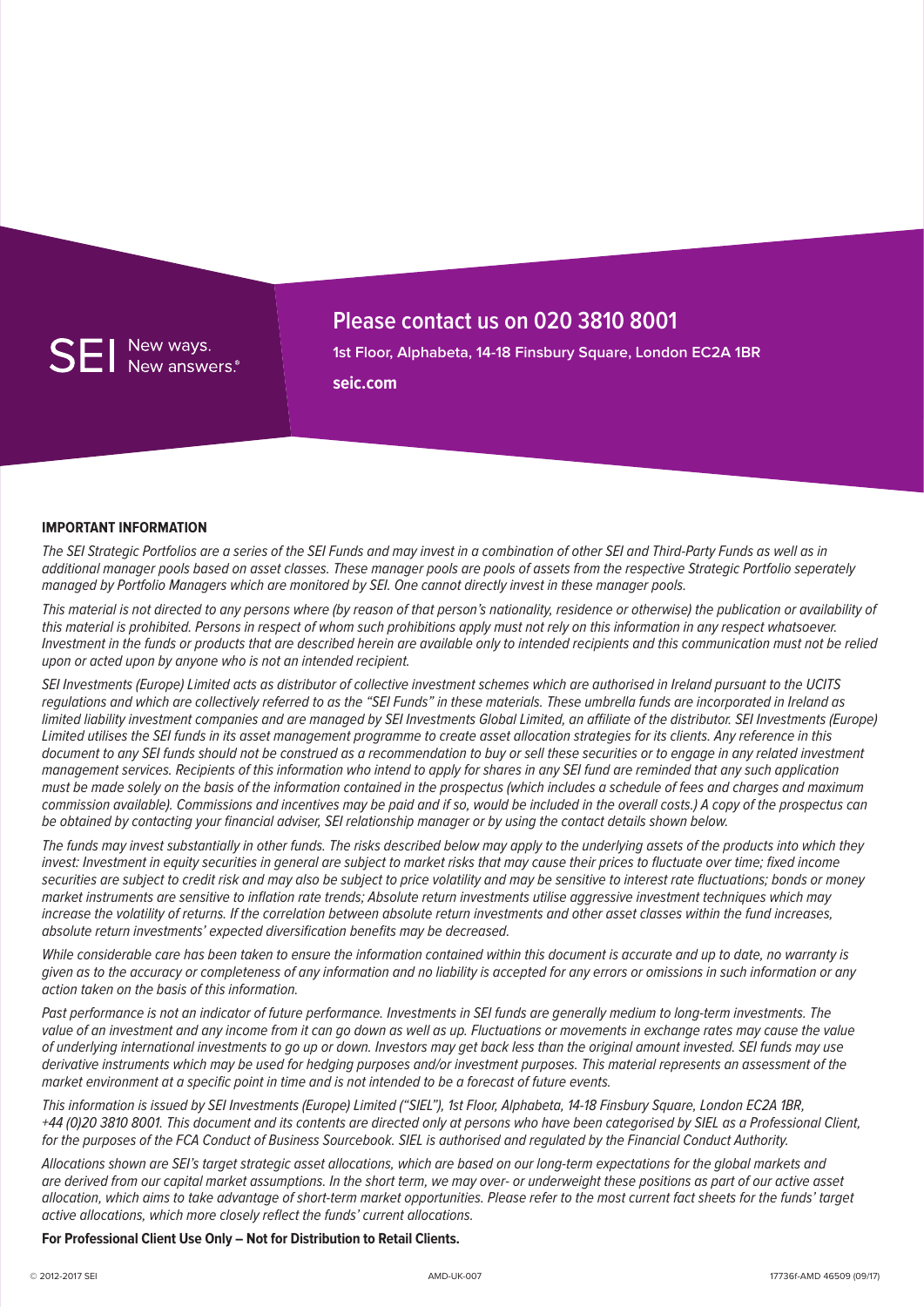SEI New ways. New answers.®

## Please contact us on 020 3810 8001

**1st Floor, Alphabeta, 14-18 Finsbury Square, London EC2A 1BR**

**seic.com**

**IMPORTANT INFORMATION**

*The SEI Strategic Portfolios are a series of the SEI Funds and may invest in a combination of other SEI and Third-Party Funds as well as in additional manager pools based on asset classes. These manager pools are pools of assets from the respective Strategic Portfolio seperately managed by Portfolio Managers which are monitored by SEI. One cannot directly invest in these manager pools.*

*This material is not directed to any persons where (by reason of that person's nationality, residence or otherwise) the publication or availability of this material is prohibited. Persons in respect of whom such prohibitions apply must not rely on this information in any respect whatsoever. Investment in the funds or products that are described herein are available only to intended recipients and this communication must not be relied upon or acted upon by anyone who is not an intended recipient.*

*SEI Investments (Europe) Limited acts as distributor of collective investment schemes which are authorised in Ireland pursuant to the UCITS regulations and which are collectively referred to as the "SEI Funds" in these materials. These umbrella funds are incorporated in Ireland as limited liability investment companies and are managed by SEI Investments Global Limited, an affiliate of the distributor. SEI Investments (Europe) Limited utilises the SEI funds in its asset management programme to create asset allocation strategies for its clients. Any reference in this document to any SEI funds should not be construed as a recommendation to buy or sell these securities or to engage in any related investment management services. Recipients of this information who intend to apply for shares in any SEI fund are reminded that any such application must be made solely on the basis of the information contained in the prospectus (which includes a schedule of fees and charges and maximum commission available). Commissions and incentives may be paid and if so, would be included in the overall costs.) A copy of the prospectus can be obtained by contacting your financial adviser, SEI relationship manager or by using the contact details shown below.*

*The funds may invest substantially in other funds. The risks described below may apply to the underlying assets of the products into which they invest: Investment in equity securities in general are subject to market risks that may cause their prices to fluctuate over time; fixed income securities are subject to credit risk and may also be subject to price volatility and may be sensitive to interest rate fluctuations; bonds or money market instruments are sensitive to inflation rate trends; Absolute return investments utilise aggressive investment techniques which may increase the volatility of returns. If the correlation between absolute return investments and other asset classes within the fund increases, absolute return investments' expected diversification benefits may be decreased.*

*While considerable care has been taken to ensure the information contained within this document is accurate and up to date, no warranty is given as to the accuracy or completeness of any information and no liability is accepted for any errors or omissions in such information or any action taken on the basis of this information.*

*Past performance is not an indicator of future performance. Investments in SEI funds are generally medium to long-term investments. The value of an investment and any income from it can go down as well as up. Fluctuations or movements in exchange rates may cause the value of underlying international investments to go up or down. Investors may get back less than the original amount invested. SEI funds may use derivative instruments which may be used for hedging purposes and/or investment purposes. This material represents an assessment of the market environment at a specific point in time and is not intended to be a forecast of future events.*

*This information is issued by SEI Investments (Europe) Limited ("SIEL"), 1st Floor, Alphabeta, 14-18 Finsbury Square, London EC2A 1BR, +44 (0)20 3810 8001. This document and its contents are directed only at persons who have been categorised by SIEL as a Professional Client, for the purposes of the FCA Conduct of Business Sourcebook. SIEL is authorised and regulated by the Financial Conduct Authority.*

*Allocations shown are SEI's target strategic asset allocations, which are based on our long-term expectations for the global markets and are derived from our capital market assumptions. In the short term, we may over- or underweight these positions as part of our active asset allocation, which aims to take advantage of short-term market opportunities. Please refer to the most current fact sheets for the funds' target active allocations, which more closely reflect the funds' current allocations.*

**For Professional Client Use Only – Not for Distribution to Retail Clients.**

© 2012-2017 SEI AMD-UK-007 17736f-AMD 46509 (09/17)